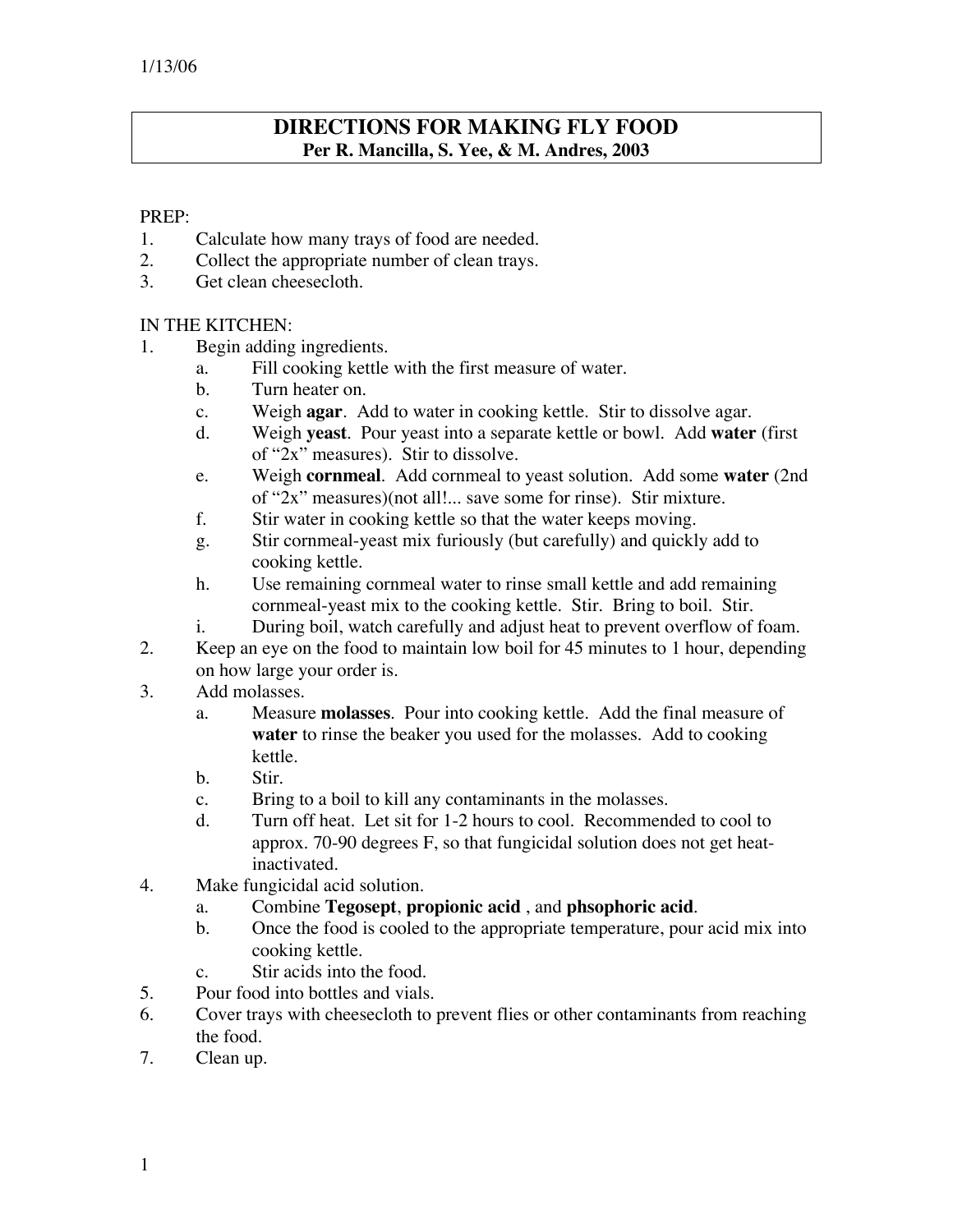1/13/06

# DIRECTIONS FOR MAKING FLY FOOD
**Per R. Mancilla, S. Yee, & M. Andres, 2003**

PREP:

1. Calculate how many trays of food are needed.
2. Collect the appropriate number of clean trays.
3. Get clean cheesecloth.

IN THE KITCHEN:

1. Begin adding ingredients.
   a. Fill cooking kettle with the first measure of water.
   b. Turn heater on.
   c. Weigh **agar**. Add to water in cooking kettle. Stir to dissolve agar.
   d. Weigh **yeast**. Pour yeast into a separate kettle or bowl. Add **water** (first of "2x" measures). Stir to dissolve.
   e. Weigh **cornmeal**. Add cornmeal to yeast solution. Add some **water** (2nd of "2x" measures)(not all!... save some for rinse). Stir mixture.
   f. Stir water in cooking kettle so that the water keeps moving.
   g. Stir cornmeal-yeast mix furiously (but carefully) and quickly add to cooking kettle.
   h. Use remaining cornmeal water to rinse small kettle and add remaining cornmeal-yeast mix to the cooking kettle. Stir. Bring to boil. Stir.
   i. During boil, watch carefully and adjust heat to prevent overflow of foam.
2. Keep an eye on the food to maintain low boil for 45 minutes to 1 hour, depending on how large your order is.
3. Add molasses.
   a. Measure **molasses**. Pour into cooking kettle. Add the final measure of **water** to rinse the beaker you used for the molasses. Add to cooking kettle.
   b. Stir.
   c. Bring to a boil to kill any contaminants in the molasses.
   d. Turn off heat. Let sit for 1-2 hours to cool. Recommended to cool to approx. 70-90 degrees F, so that fungicidal solution does not get heat-inactivated.
4. Make fungicidal acid solution.
   a. Combine **Tegosept**, **propionic acid** , and **phsophoric acid**.
   b. Once the food is cooled to the appropriate temperature, pour acid mix into cooking kettle.
   c. Stir acids into the food.
5. Pour food into bottles and vials.
6. Cover trays with cheesecloth to prevent flies or other contaminants from reaching the food.
7. Clean up.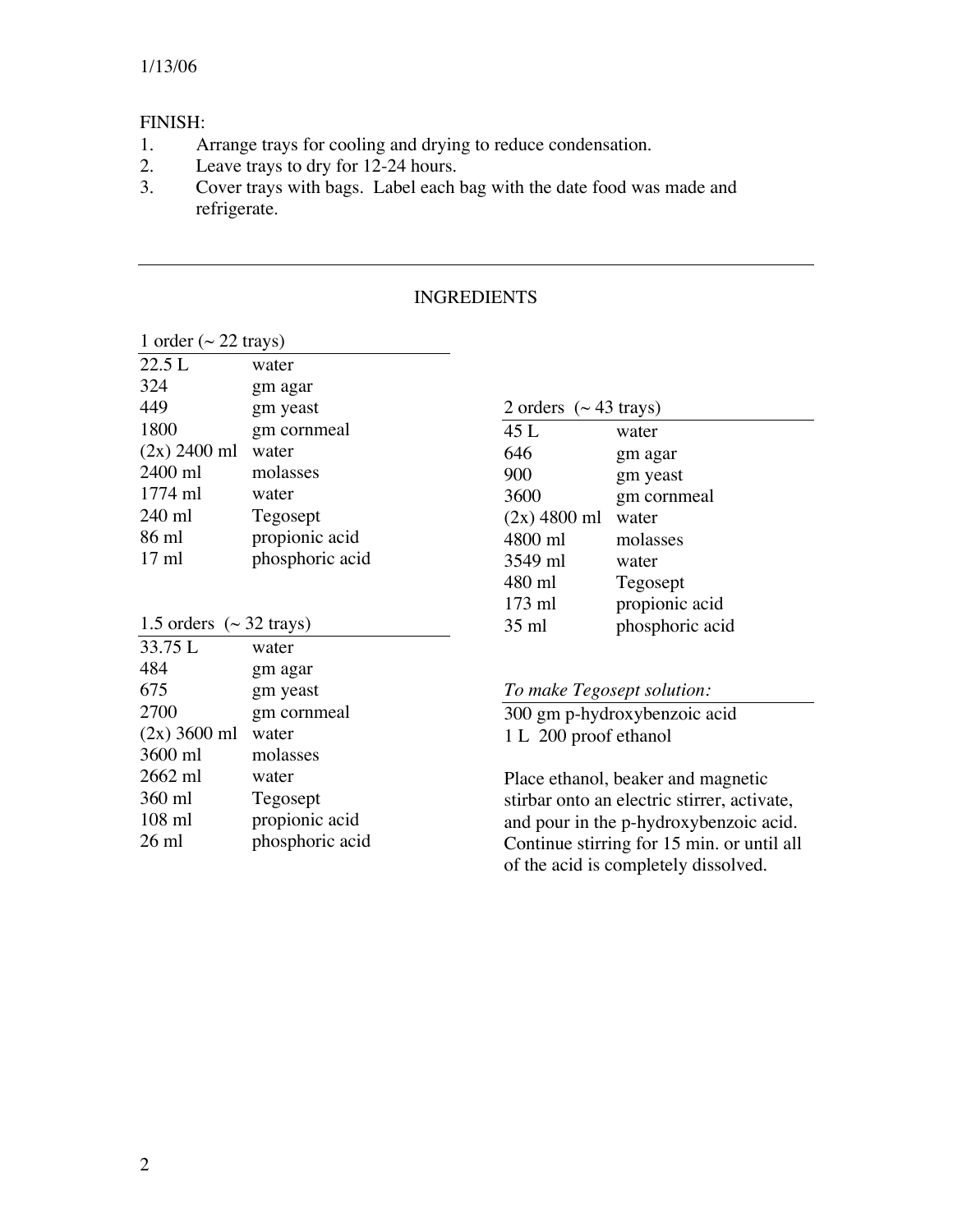1/13/06

FINISH:

1. Arrange trays for cooling and drying to reduce condensation.
2. Leave trays to dry for 12-24 hours.
3. Cover trays with bags. Label each bag with the date food was made and refrigerate.

---

## INGREDIENTS

| 1 order (~ 22 trays) | |
|---|---|
| 22.5 L | water |
| 324 | gm agar |
| 449 | gm yeast |
| 1800 | gm cornmeal |
| (2x) 2400 ml | water |
| 2400 ml | molasses |
| 1774 ml | water |
| 240 ml | Tegosept |
| 86 ml | propionic acid |
| 17 ml | phosphoric acid |

| 1.5 orders (~ 32 trays) | |
|---|---|
| 33.75 L | water |
| 484 | gm agar |
| 675 | gm yeast |
| 2700 | gm cornmeal |
| (2x) 3600 ml | water |
| 3600 ml | molasses |
| 2662 ml | water |
| 360 ml | Tegosept |
| 108 ml | propionic acid |
| 26 ml | phosphoric acid |

| 2 orders (~ 43 trays) | |
|---|---|
| 45 L | water |
| 646 | gm agar |
| 900 | gm yeast |
| 3600 | gm cornmeal |
| (2x) 4800 ml | water |
| 4800 ml | molasses |
| 3549 ml | water |
| 480 ml | Tegosept |
| 173 ml | propionic acid |
| 35 ml | phosphoric acid |

| *To make Tegosept solution:* |
|---|
| 300 gm p-hydroxybenzoic acid |
| 1 L 200 proof ethanol |

Place ethanol, beaker and magnetic stirbar onto an electric stirrer, activate, and pour in the p-hydroxybenzoic acid. Continue stirring for 15 min. or until all of the acid is completely dissolved.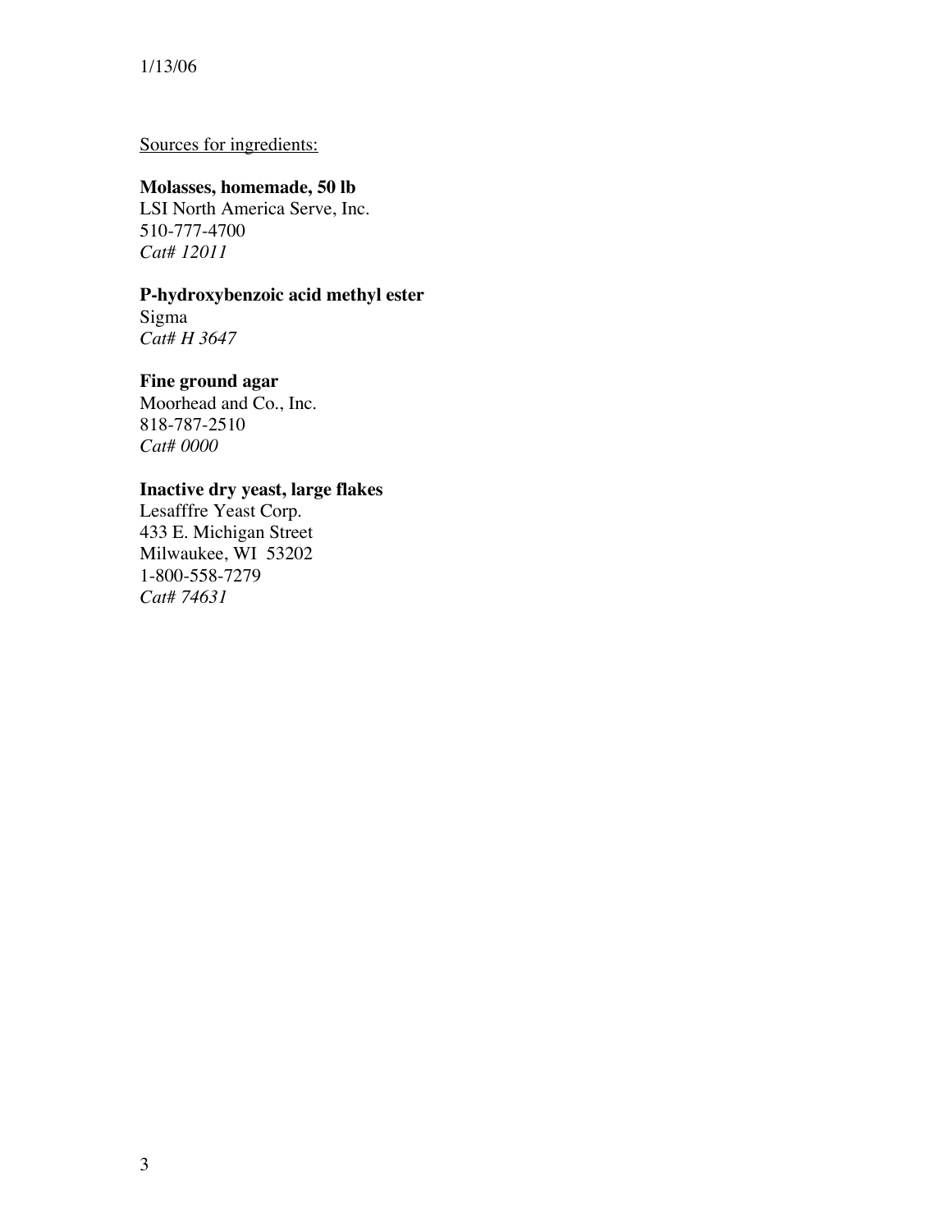1/13/06

Sources for ingredients:

**Molasses, homemade, 50 lb**
LSI North America Serve, Inc.
510-777-4700
*Cat# 12011*

**P-hydroxybenzoic acid methyl ester**
Sigma
*Cat# H 3647*

**Fine ground agar**
Moorhead and Co., Inc.
818-787-2510
*Cat# 0000*

**Inactive dry yeast, large flakes**
Lesafffre Yeast Corp.
433 E. Michigan Street
Milwaukee, WI 53202
1-800-558-7279
*Cat# 74631*